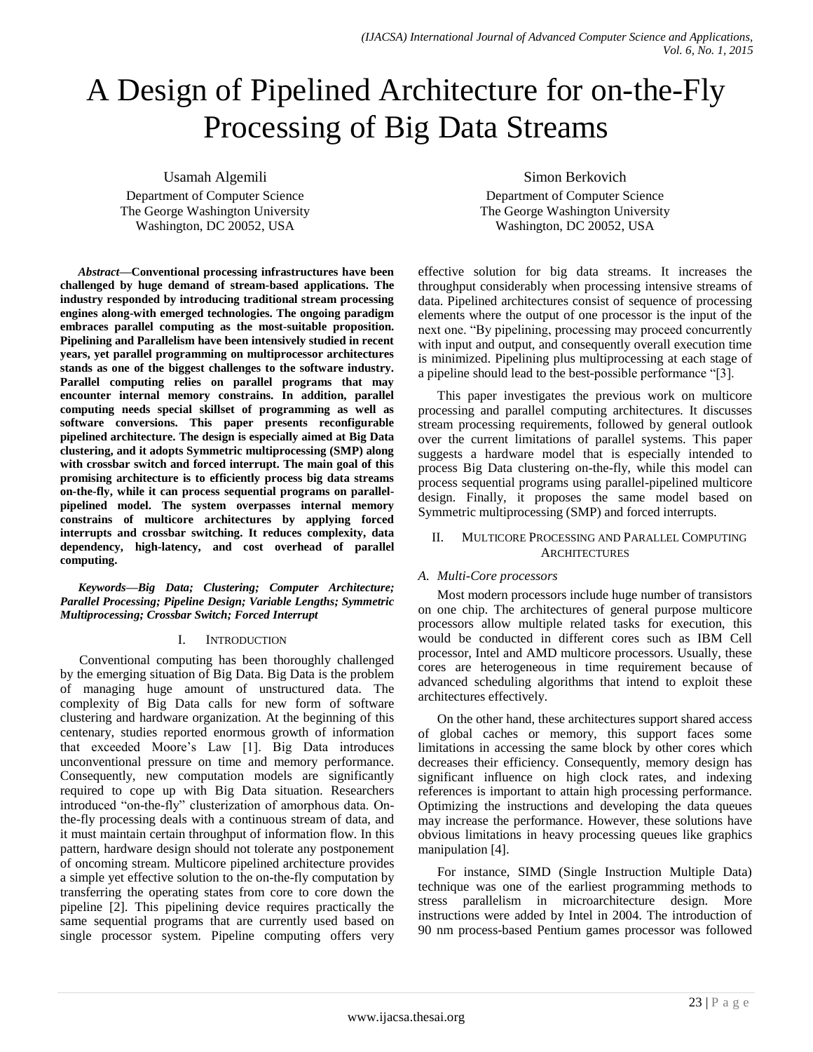# A Design of Pipelined Architecture for on-the-Fly Processing of Big Data Streams

Usamah Algemili
Department of Computer Science
The George Washington University
Washington, DC 20052, USA

Simon Berkovich
Department of Computer Science
The George Washington University
Washington, DC 20052, USA

***Abstract*—Conventional processing infrastructures have been challenged by huge demand of stream-based applications. The industry responded by introducing traditional stream processing engines along-with emerged technologies. The ongoing paradigm embraces parallel computing as the most-suitable proposition. Pipelining and Parallelism have been intensively studied in recent years, yet parallel programming on multiprocessor architectures stands as one of the biggest challenges to the software industry. Parallel computing relies on parallel programs that may encounter internal memory constrains. In addition, parallel computing needs special skillset of programming as well as software conversions. This paper presents reconfigurable pipelined architecture. The design is especially aimed at Big Data clustering, and it adopts Symmetric multiprocessing (SMP) along with crossbar switch and forced interrupt. The main goal of this promising architecture is to efficiently process big data streams on-the-fly, while it can process sequential programs on parallel-pipelined model. The system overpasses internal memory constrains of multicore architectures by applying forced interrupts and crossbar switching. It reduces complexity, data dependency, high-latency, and cost overhead of parallel computing.**

***Keywords*—*Big Data; Clustering; Computer Architecture; Parallel Processing; Pipeline Design; Variable Lengths; Symmetric Multiprocessing; Crossbar Switch; Forced Interrupt***

## I. Introduction

Conventional computing has been thoroughly challenged by the emerging situation of Big Data. Big Data is the problem of managing huge amount of unstructured data. The complexity of Big Data calls for new form of software clustering and hardware organization. At the beginning of this centenary, studies reported enormous growth of information that exceeded Moore's Law [1]. Big Data introduces unconventional pressure on time and memory performance. Consequently, new computation models are significantly required to cope up with Big Data situation. Researchers introduced "on-the-fly" clusterization of amorphous data. On-the-fly processing deals with a continuous stream of data, and it must maintain certain throughput of information flow. In this pattern, hardware design should not tolerate any postponement of oncoming stream. Multicore pipelined architecture provides a simple yet effective solution to the on-the-fly computation by transferring the operating states from core to core down the pipeline [2]. This pipelining device requires practically the same sequential programs that are currently used based on single processor system. Pipeline computing offers very effective solution for big data streams. It increases the throughput considerably when processing intensive streams of data. Pipelined architectures consist of sequence of processing elements where the output of one processor is the input of the next one. "By pipelining, processing may proceed concurrently with input and output, and consequently overall execution time is minimized. Pipelining plus multiprocessing at each stage of a pipeline should lead to the best-possible performance "[3].

This paper investigates the previous work on multicore processing and parallel computing architectures. It discusses stream processing requirements, followed by general outlook over the current limitations of parallel systems. This paper suggests a hardware model that is especially intended to process Big Data clustering on-the-fly, while this model can process sequential programs using parallel-pipelined multicore design. Finally, it proposes the same model based on Symmetric multiprocessing (SMP) and forced interrupts.

## II. Multicore Processing and Parallel Computing Architectures

### *A. Multi-Core processors*

Most modern processors include huge number of transistors on one chip. The architectures of general purpose multicore processors allow multiple related tasks for execution, this would be conducted in different cores such as IBM Cell processor, Intel and AMD multicore processors. Usually, these cores are heterogeneous in time requirement because of advanced scheduling algorithms that intend to exploit these architectures effectively.

On the other hand, these architectures support shared access of global caches or memory, this support faces some limitations in accessing the same block by other cores which decreases their efficiency. Consequently, memory design has significant influence on high clock rates, and indexing references is important to attain high processing performance. Optimizing the instructions and developing the data queues may increase the performance. However, these solutions have obvious limitations in heavy processing queues like graphics manipulation [4].

For instance, SIMD (Single Instruction Multiple Data) technique was one of the earliest programming methods to stress parallelism in microarchitecture design. More instructions were added by Intel in 2004. The introduction of 90 nm process-based Pentium games processor was followed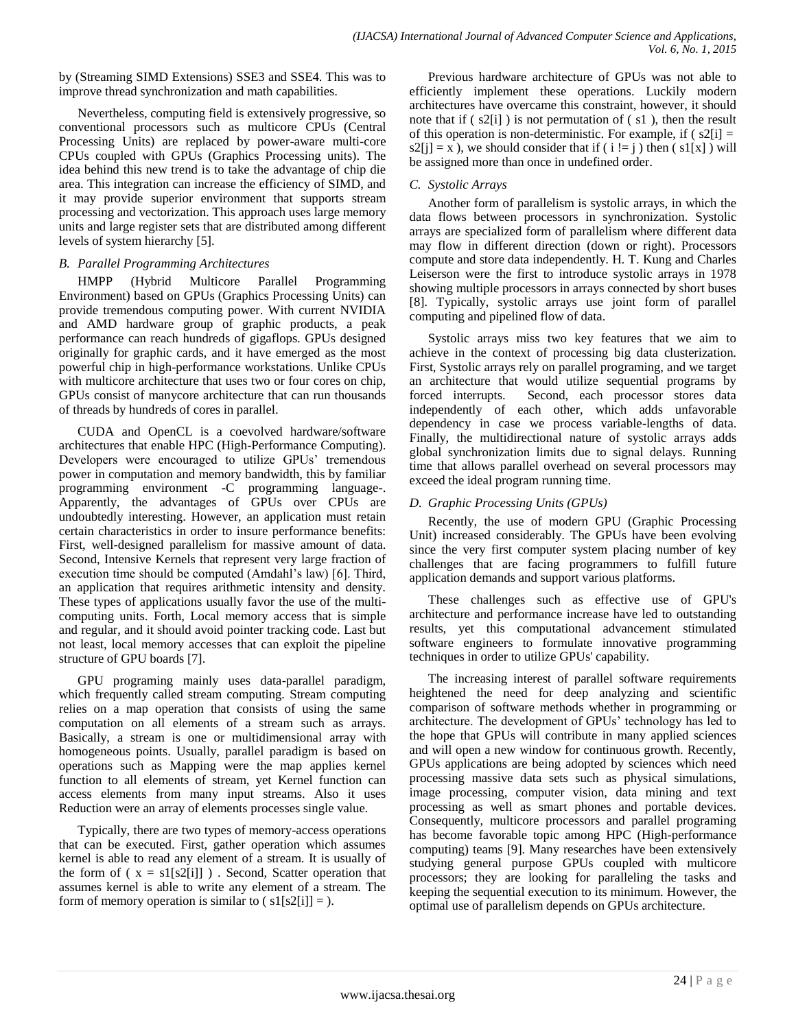by (Streaming SIMD Extensions) SSE3 and SSE4. This was to improve thread synchronization and math capabilities.

Nevertheless, computing field is extensively progressive, so conventional processors such as multicore CPUs (Central Processing Units) are replaced by power-aware multi-core CPUs coupled with GPUs (Graphics Processing units). The idea behind this new trend is to take the advantage of chip die area. This integration can increase the efficiency of SIMD, and it may provide superior environment that supports stream processing and vectorization. This approach uses large memory units and large register sets that are distributed among different levels of system hierarchy [5].

### *B. Parallel Programming Architectures*

HMPP (Hybrid Multicore Parallel Programming Environment) based on GPUs (Graphics Processing Units) can provide tremendous computing power. With current NVIDIA and AMD hardware group of graphic products, a peak performance can reach hundreds of gigaflops. GPUs designed originally for graphic cards, and it have emerged as the most powerful chip in high-performance workstations. Unlike CPUs with multicore architecture that uses two or four cores on chip, GPUs consist of manycore architecture that can run thousands of threads by hundreds of cores in parallel.

CUDA and OpenCL is a coevolved hardware/software architectures that enable HPC (High-Performance Computing). Developers were encouraged to utilize GPUs' tremendous power in computation and memory bandwidth, this by familiar programming environment -C programming language-. Apparently, the advantages of GPUs over CPUs are undoubtedly interesting. However, an application must retain certain characteristics in order to insure performance benefits: First, well-designed parallelism for massive amount of data. Second, Intensive Kernels that represent very large fraction of execution time should be computed (Amdahl's law) [6]. Third, an application that requires arithmetic intensity and density. These types of applications usually favor the use of the multi-computing units. Forth, Local memory access that is simple and regular, and it should avoid pointer tracking code. Last but not least, local memory accesses that can exploit the pipeline structure of GPU boards [7].

GPU programing mainly uses data-parallel paradigm, which frequently called stream computing. Stream computing relies on a map operation that consists of using the same computation on all elements of a stream such as arrays. Basically, a stream is one or multidimensional array with homogeneous points. Usually, parallel paradigm is based on operations such as Mapping were the map applies kernel function to all elements of stream, yet Kernel function can access elements from many input streams. Also it uses Reduction were an array of elements processes single value.

Typically, there are two types of memory-access operations that can be executed. First, gather operation which assumes kernel is able to read any element of a stream. It is usually of the form of ( x = s1[s2[i]] ) . Second, Scatter operation that assumes kernel is able to write any element of a stream. The form of memory operation is similar to ( s1[s2[i]] = ).

Previous hardware architecture of GPUs was not able to efficiently implement these operations. Luckily modern architectures have overcame this constraint, however, it should note that if ( s2[i] ) is not permutation of ( s1 ), then the result of this operation is non-deterministic. For example, if ( s2[i] = s2[j] = x ), we should consider that if ( i != j ) then ( s1[x] ) will be assigned more than once in undefined order.

### *C. Systolic Arrays*

Another form of parallelism is systolic arrays, in which the data flows between processors in synchronization. Systolic arrays are specialized form of parallelism where different data may flow in different direction (down or right). Processors compute and store data independently. H. T. Kung and Charles Leiserson were the first to introduce systolic arrays in 1978 showing multiple processors in arrays connected by short buses [8]. Typically, systolic arrays use joint form of parallel computing and pipelined flow of data.

Systolic arrays miss two key features that we aim to achieve in the context of processing big data clusterization. First, Systolic arrays rely on parallel programing, and we target an architecture that would utilize sequential programs by forced interrupts. Second, each processor stores data independently of each other, which adds unfavorable dependency in case we process variable-lengths of data. Finally, the multidirectional nature of systolic arrays adds global synchronization limits due to signal delays. Running time that allows parallel overhead on several processors may exceed the ideal program running time.

### *D. Graphic Processing Units (GPUs)*

Recently, the use of modern GPU (Graphic Processing Unit) increased considerably. The GPUs have been evolving since the very first computer system placing number of key challenges that are facing programmers to fulfill future application demands and support various platforms.

These challenges such as effective use of GPU's architecture and performance increase have led to outstanding results, yet this computational advancement stimulated software engineers to formulate innovative programming techniques in order to utilize GPUs' capability.

The increasing interest of parallel software requirements heightened the need for deep analyzing and scientific comparison of software methods whether in programming or architecture. The development of GPUs' technology has led to the hope that GPUs will contribute in many applied sciences and will open a new window for continuous growth. Recently, GPUs applications are being adopted by sciences which need processing massive data sets such as physical simulations, image processing, computer vision, data mining and text processing as well as smart phones and portable devices. Consequently, multicore processors and parallel programing has become favorable topic among HPC (High-performance computing) teams [9]. Many researches have been extensively studying general purpose GPUs coupled with multicore processors; they are looking for paralleling the tasks and keeping the sequential execution to its minimum. However, the optimal use of parallelism depends on GPUs architecture.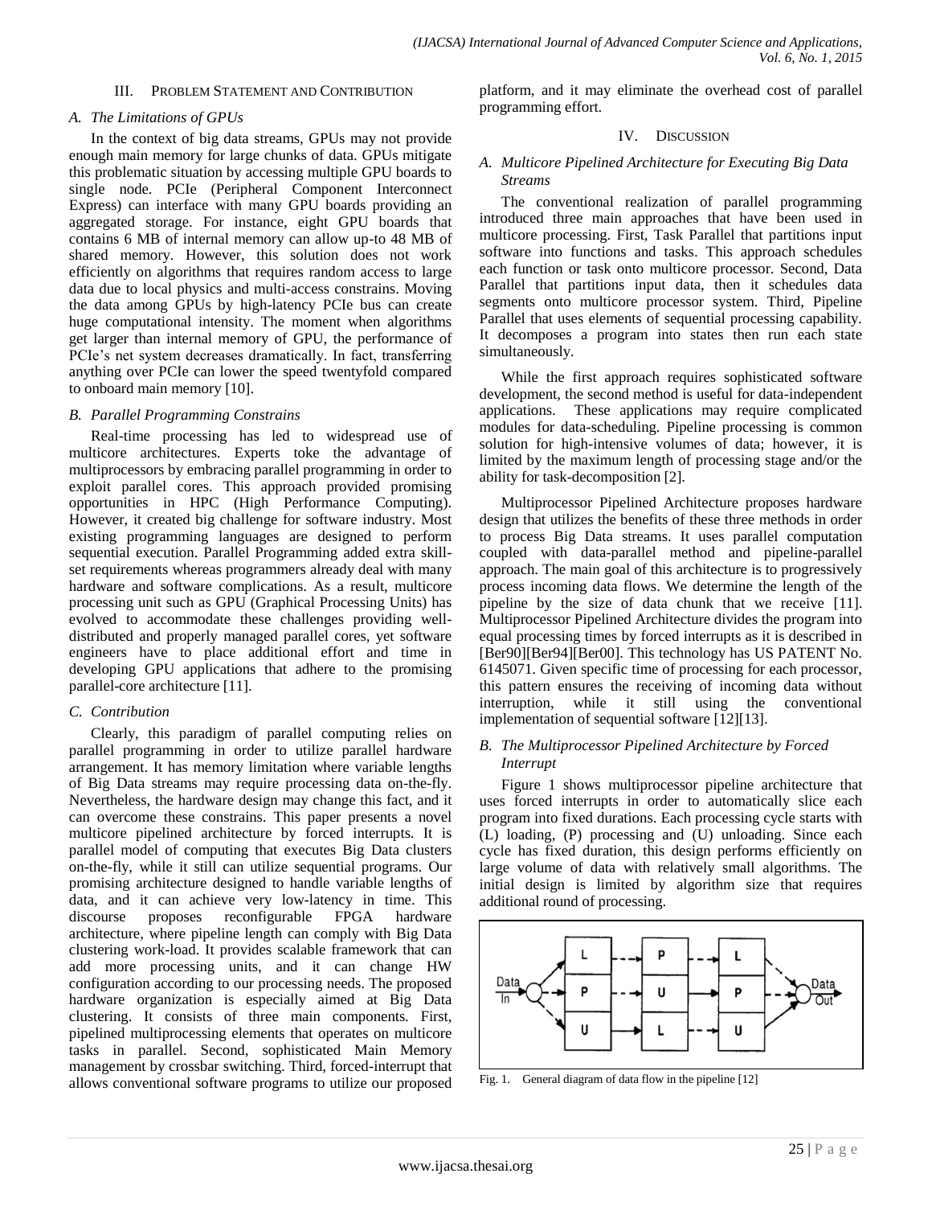## III. Problem Statement and Contribution

### A. The Limitations of GPUs

In the context of big data streams, GPUs may not provide enough main memory for large chunks of data. GPUs mitigate this problematic situation by accessing multiple GPU boards to single node. PCIe (Peripheral Component Interconnect Express) can interface with many GPU boards providing an aggregated storage. For instance, eight GPU boards that contains 6 MB of internal memory can allow up-to 48 MB of shared memory. However, this solution does not work efficiently on algorithms that requires random access to large data due to local physics and multi-access constrains. Moving the data among GPUs by high-latency PCIe bus can create huge computational intensity. The moment when algorithms get larger than internal memory of GPU, the performance of PCIe's net system decreases dramatically. In fact, transferring anything over PCIe can lower the speed twentyfold compared to onboard main memory [10].

### B. Parallel Programming Constrains

Real-time processing has led to widespread use of multicore architectures. Experts toke the advantage of multiprocessors by embracing parallel programming in order to exploit parallel cores. This approach provided promising opportunities in HPC (High Performance Computing). However, it created big challenge for software industry. Most existing programming languages are designed to perform sequential execution. Parallel Programming added extra skill-set requirements whereas programmers already deal with many hardware and software complications. As a result, multicore processing unit such as GPU (Graphical Processing Units) has evolved to accommodate these challenges providing well-distributed and properly managed parallel cores, yet software engineers have to place additional effort and time in developing GPU applications that adhere to the promising parallel-core architecture [11].

### C. Contribution

Clearly, this paradigm of parallel computing relies on parallel programming in order to utilize parallel hardware arrangement. It has memory limitation where variable lengths of Big Data streams may require processing data on-the-fly. Nevertheless, the hardware design may change this fact, and it can overcome these constrains. This paper presents a novel multicore pipelined architecture by forced interrupts. It is parallel model of computing that executes Big Data clusters on-the-fly, while it still can utilize sequential programs. Our promising architecture designed to handle variable lengths of data, and it can achieve very low-latency in time. This discourse proposes reconfigurable FPGA hardware architecture, where pipeline length can comply with Big Data clustering work-load. It provides scalable framework that can add more processing units, and it can change HW configuration according to our processing needs. The proposed hardware organization is especially aimed at Big Data clustering. It consists of three main components. First, pipelined multiprocessing elements that operates on multicore tasks in parallel. Second, sophisticated Main Memory management by crossbar switching. Third, forced-interrupt that allows conventional software programs to utilize our proposed platform, and it may eliminate the overhead cost of parallel programming effort.

## IV. Discussion

### A. Multicore Pipelined Architecture for Executing Big Data Streams

The conventional realization of parallel programming introduced three main approaches that have been used in multicore processing. First, Task Parallel that partitions input software into functions and tasks. This approach schedules each function or task onto multicore processor. Second, Data Parallel that partitions input data, then it schedules data segments onto multicore processor system. Third, Pipeline Parallel that uses elements of sequential processing capability. It decomposes a program into states then run each state simultaneously.

While the first approach requires sophisticated software development, the second method is useful for data-independent applications. These applications may require complicated modules for data-scheduling. Pipeline processing is common solution for high-intensive volumes of data; however, it is limited by the maximum length of processing stage and/or the ability for task-decomposition [2].

Multiprocessor Pipelined Architecture proposes hardware design that utilizes the benefits of these three methods in order to process Big Data streams. It uses parallel computation coupled with data-parallel method and pipeline-parallel approach. The main goal of this architecture is to progressively process incoming data flows. We determine the length of the pipeline by the size of data chunk that we receive [11]. Multiprocessor Pipelined Architecture divides the program into equal processing times by forced interrupts as it is described in [Ber90][Ber94][Ber00]. This technology has US PATENT No. 6145071. Given specific time of processing for each processor, this pattern ensures the receiving of incoming data without interruption, while it still using the conventional implementation of sequential software [12][13].

### B. The Multiprocessor Pipelined Architecture by Forced Interrupt

Figure 1 shows multiprocessor pipeline architecture that uses forced interrupts in order to automatically slice each program into fixed durations. Each processing cycle starts with (L) loading, (P) processing and (U) unloading. Since each cycle has fixed duration, this design performs efficiently on large volume of data with relatively small algorithms. The initial design is limited by algorithm size that requires additional round of processing.

Fig. 1. General diagram of data flow in the pipeline [12]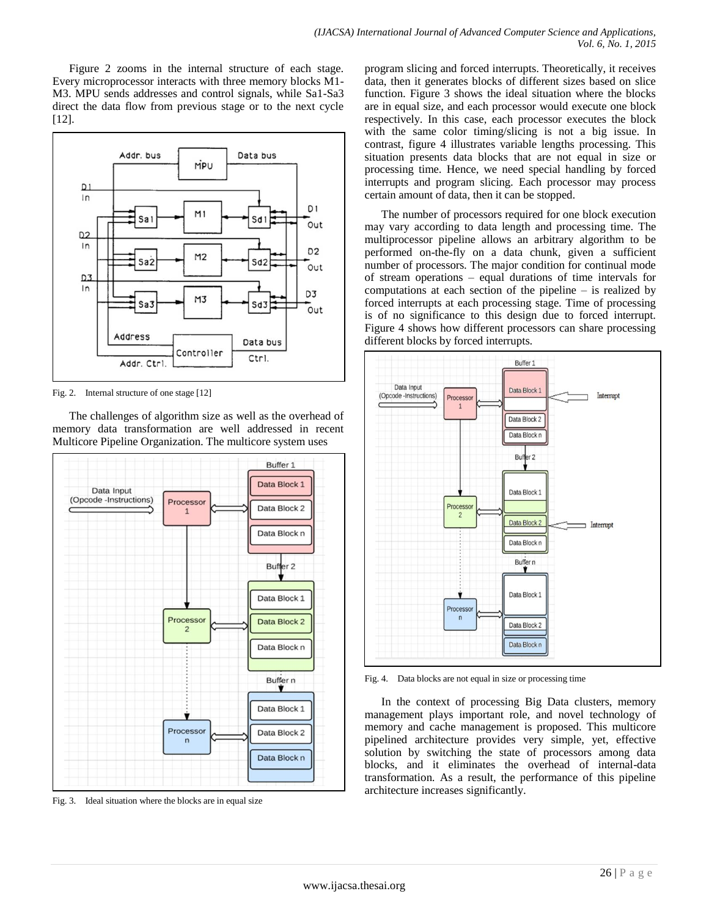Figure 2 zooms in the internal structure of each stage. Every microprocessor interacts with three memory blocks M1-M3. MPU sends addresses and control signals, while Sa1-Sa3 direct the data flow from previous stage or to the next cycle [12].

Fig. 2. Internal structure of one stage [12]

The challenges of algorithm size as well as the overhead of memory data transformation are well addressed in recent Multicore Pipeline Organization. The multicore system uses program slicing and forced interrupts. Theoretically, it receives data, then it generates blocks of different sizes based on slice function. Figure 3 shows the ideal situation where the blocks are in equal size, and each processor would execute one block respectively. In this case, each processor executes the block with the same color timing/slicing is not a big issue. In contrast, figure 4 illustrates variable lengths processing. This situation presents data blocks that are not equal in size or processing time. Hence, we need special handling by forced interrupts and program slicing. Each processor may process certain amount of data, then it can be stopped.

Fig. 3. Ideal situation where the blocks are in equal size

The number of processors required for one block execution may vary according to data length and processing time. The multiprocessor pipeline allows an arbitrary algorithm to be performed on-the-fly on a data chunk, given a sufficient number of processors. The major condition for continual mode of stream operations – equal durations of time intervals for computations at each section of the pipeline – is realized by forced interrupts at each processing stage. Time of processing is of no significance to this design due to forced interrupt. Figure 4 shows how different processors can share processing different blocks by forced interrupts.

Fig. 4. Data blocks are not equal in size or processing time

In the context of processing Big Data clusters, memory management plays important role, and novel technology of memory and cache management is proposed. This multicore pipelined architecture provides very simple, yet, effective solution by switching the state of processors among data blocks, and it eliminates the overhead of internal-data transformation. As a result, the performance of this pipeline architecture increases significantly.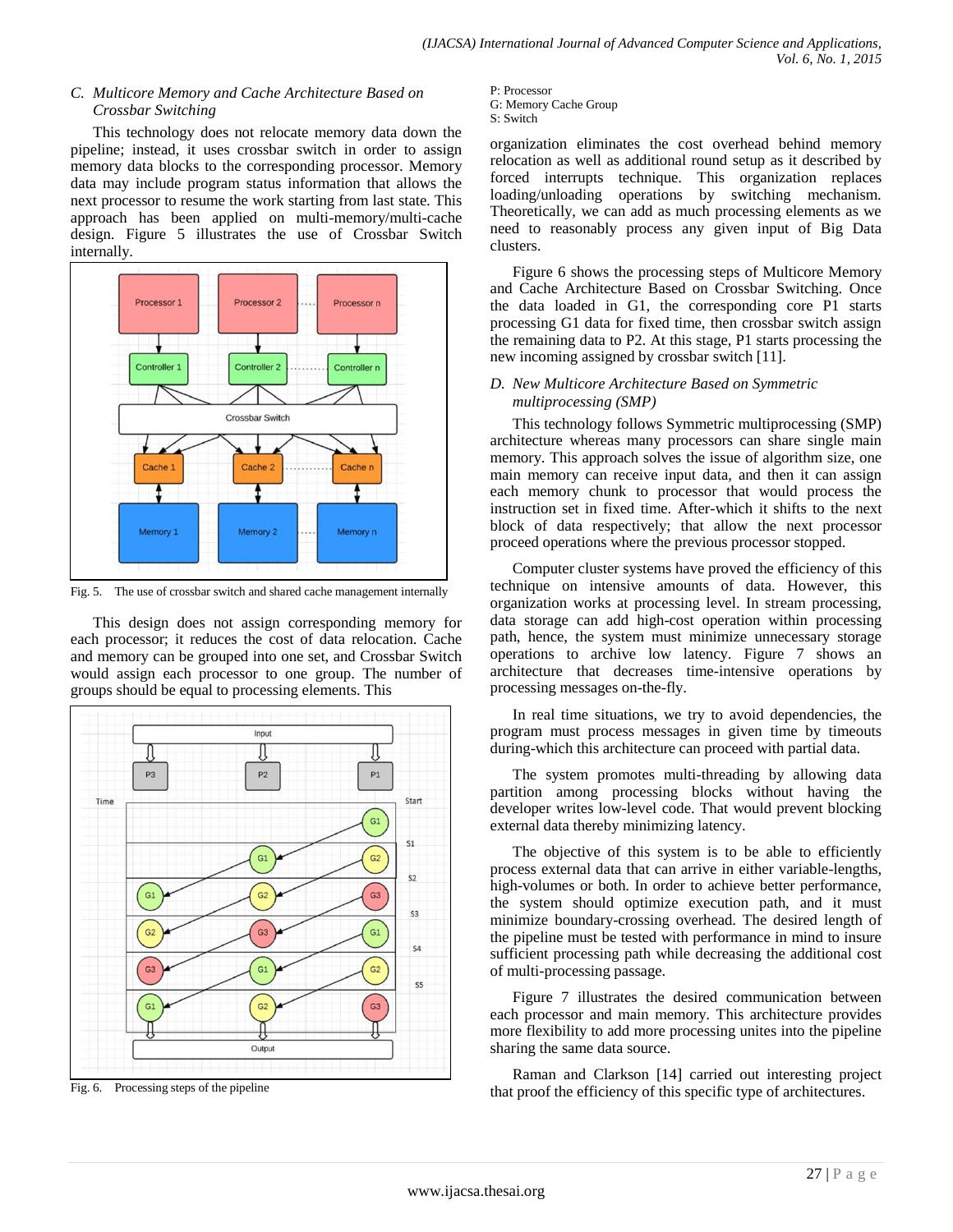### C. Multicore Memory and Cache Architecture Based on Crossbar Switching

This technology does not relocate memory data down the pipeline; instead, it uses crossbar switch in order to assign memory data blocks to the corresponding processor. Memory data may include program status information that allows the next processor to resume the work starting from last state. This approach has been applied on multi-memory/multi-cache design. Figure 5 illustrates the use of Crossbar Switch internally.

Fig. 5. The use of crossbar switch and shared cache management internally

This design does not assign corresponding memory for each processor; it reduces the cost of data relocation. Cache and memory can be grouped into one set, and Crossbar Switch would assign each processor to one group. The number of groups should be equal to processing elements. This

Fig. 6. Processing steps of the pipeline

P: Processor
G: Memory Cache Group
S: Switch

organization eliminates the cost overhead behind memory relocation as well as additional round setup as it described by forced interrupts technique. This organization replaces loading/unloading operations by switching mechanism. Theoretically, we can add as much processing elements as we need to reasonably process any given input of Big Data clusters.

Figure 6 shows the processing steps of Multicore Memory and Cache Architecture Based on Crossbar Switching. Once the data loaded in G1, the corresponding core P1 starts processing G1 data for fixed time, then crossbar switch assign the remaining data to P2. At this stage, P1 starts processing the new incoming assigned by crossbar switch [11].

### D. New Multicore Architecture Based on Symmetric multiprocessing (SMP)

This technology follows Symmetric multiprocessing (SMP) architecture whereas many processors can share single main memory. This approach solves the issue of algorithm size, one main memory can receive input data, and then it can assign each memory chunk to processor that would process the instruction set in fixed time. After-which it shifts to the next block of data respectively; that allow the next processor proceed operations where the previous processor stopped.

Computer cluster systems have proved the efficiency of this technique on intensive amounts of data. However, this organization works at processing level. In stream processing, data storage can add high-cost operation within processing path, hence, the system must minimize unnecessary storage operations to archive low latency. Figure 7 shows an architecture that decreases time-intensive operations by processing messages on-the-fly.

In real time situations, we try to avoid dependencies, the program must process messages in given time by timeouts during-which this architecture can proceed with partial data.

The system promotes multi-threading by allowing data partition among processing blocks without having the developer writes low-level code. That would prevent blocking external data thereby minimizing latency.

The objective of this system is to be able to efficiently process external data that can arrive in either variable-lengths, high-volumes or both. In order to achieve better performance, the system should optimize execution path, and it must minimize boundary-crossing overhead. The desired length of the pipeline must be tested with performance in mind to insure sufficient processing path while decreasing the additional cost of multi-processing passage.

Figure 7 illustrates the desired communication between each processor and main memory. This architecture provides more flexibility to add more processing unites into the pipeline sharing the same data source.

Raman and Clarkson [14] carried out interesting project that proof the efficiency of this specific type of architectures.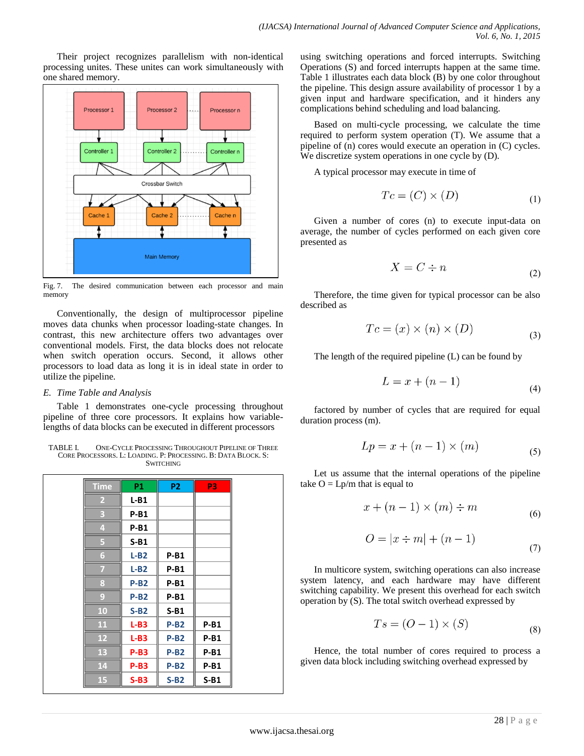Their project recognizes parallelism with non-identical processing unites. These unites can work simultaneously with one shared memory.

Fig. 7. The desired communication between each processor and main memory

Conventionally, the design of multiprocessor pipeline moves data chunks when processor loading-state changes. In contrast, this new architecture offers two advantages over conventional models. First, the data blocks does not relocate when switch operation occurs. Second, it allows other processors to load data as long it is in ideal state in order to utilize the pipeline.

### *E. Time Table and Analysis*

Table 1 demonstrates one-cycle processing throughout pipeline of three core processors. It explains how variable-lengths of data blocks can be executed in different processors using switching operations and forced interrupts. Switching Operations (S) and forced interrupts happen at the same time. Table 1 illustrates each data block (B) by one color throughout the pipeline. This design assure availability of processor 1 by a given input and hardware specification, and it hinders any complications behind scheduling and load balancing.

TABLE I. ONE-CYCLE PROCESSING THROUGHOUT PIPELINE OF THREE CORE PROCESSORS. L: LOADING. P: PROCESSING. B: DATA BLOCK. S: SWITCHING

| Time | P1 | P2 | P3 |
|---|---|---|---|
| 2 | L-B1 | | |
| 3 | P-B1 | | |
| 4 | P-B1 | | |
| 5 | S-B1 | | |
| 6 | L-B2 | P-B1 | |
| 7 | L-B2 | P-B1 | |
| 8 | P-B2 | P-B1 | |
| 9 | P-B2 | P-B1 | |
| 10 | S-B2 | S-B1 | |
| 11 | L-B3 | P-B2 | P-B1 |
| 12 | L-B3 | P-B2 | P-B1 |
| 13 | P-B3 | P-B2 | P-B1 |
| 14 | P-B3 | P-B2 | P-B1 |
| 15 | S-B3 | S-B2 | S-B1 |

Based on multi-cycle processing, we calculate the time required to perform system operation (T). We assume that a pipeline of (n) cores would execute an operation in (C) cycles. We discretize system operations in one cycle by (D).

A typical processor may execute in time of

$$Tc = (C) \times (D) \tag{1}$$

Given a number of cores (n) to execute input-data on average, the number of cycles performed on each given core presented as

$$X = C \div n \tag{2}$$

Therefore, the time given for typical processor can be also described as

$$Tc = (x) \times (n) \times (D) \tag{3}$$

The length of the required pipeline (L) can be found by

$$L = x + (n - 1) \tag{4}$$

factored by number of cycles that are required for equal duration process (m).

$$Lp = x + (n - 1) \times (m) \tag{5}$$

Let us assume that the internal operations of the pipeline take O = Lp/m that is equal to

$$x + (n - 1) \times (m) \div m \tag{6}$$

$$O = |x \div m| + (n - 1) \tag{7}$$

In multicore system, switching operations can also increase system latency, and each hardware may have different switching capability. We present this overhead for each switch operation by (S). The total switch overhead expressed by

$$Ts = (O - 1) \times (S) \tag{8}$$

Hence, the total number of cores required to process a given data block including switching overhead expressed by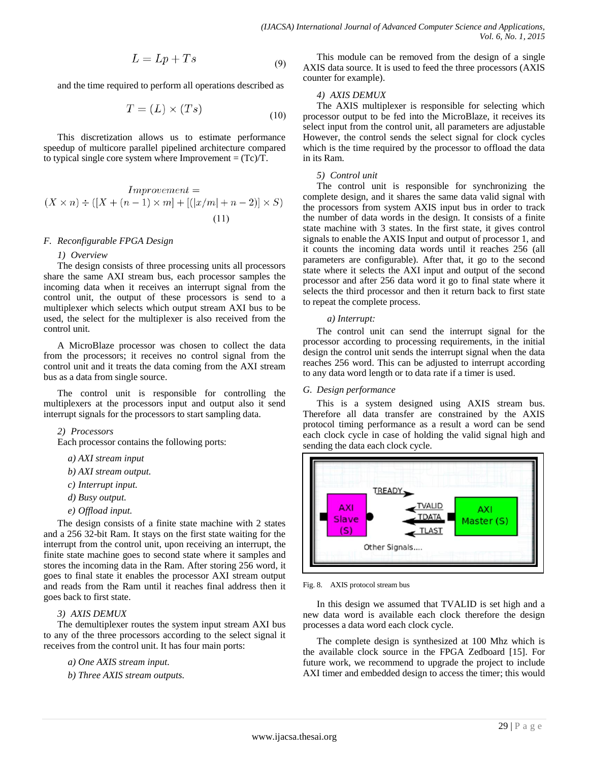$$L = Lp + Ts \tag{9}$$

and the time required to perform all operations described as

$$T = (L) \times (Ts) \tag{10}$$

This discretization allows us to estimate performance speedup of multicore parallel pipelined architecture compared to typical single core system where Improvement = (Tc)/T.

$$Improvement = (X \times n) \div ([X + (n-1) \times m] + [(|x/m| + n - 2)] \times S) \tag{11}$$

### *F. Reconfigurable FPGA Design*

#### *1) Overview*

The design consists of three processing units all processors share the same AXI stream bus, each processor samples the incoming data when it receives an interrupt signal from the control unit, the output of these processors is send to a multiplexer which selects which output stream AXI bus to be used, the select for the multiplexer is also received from the control unit.

A MicroBlaze processor was chosen to collect the data from the processors; it receives no control signal from the control unit and it treats the data coming from the AXI stream bus as a data from single source.

The control unit is responsible for controlling the multiplexers at the processors input and output also it send interrupt signals for the processors to start sampling data.

#### *2) Processors*

Each processor contains the following ports:

*a) AXI stream input*

*b) AXI stream output.*

*c) Interrupt input.*

*d) Busy output.*

*e) Offload input.*

The design consists of a finite state machine with 2 states and a 256 32-bit Ram. It stays on the first state waiting for the interrupt from the control unit, upon receiving an interrupt, the finite state machine goes to second state where it samples and stores the incoming data in the Ram. After storing 256 word, it goes to final state it enables the processor AXI stream output and reads from the Ram until it reaches final address then it goes back to first state.

#### *3) AXIS DEMUX*

The demultiplexer routes the system input stream AXI bus to any of the three processors according to the select signal it receives from the control unit. It has four main ports:

*a) One AXIS stream input.*

*b) Three AXIS stream outputs.*

This module can be removed from the design of a single AXIS data source. It is used to feed the three processors (AXIS counter for example).

#### *4) AXIS DEMUX*

The AXIS multiplexer is responsible for selecting which processor output to be fed into the MicroBlaze, it receives its select input from the control unit, all parameters are adjustable However, the control sends the select signal for clock cycles which is the time required by the processor to offload the data in its Ram.

#### *5) Control unit*

The control unit is responsible for synchronizing the complete design, and it shares the same data valid signal with the processors from system AXIS input bus in order to track the number of data words in the design. It consists of a finite state machine with 3 states. In the first state, it gives control signals to enable the AXIS Input and output of processor 1, and it counts the incoming data words until it reaches 256 (all parameters are configurable). After that, it go to the second state where it selects the AXI input and output of the second processor and after 256 data word it go to final state where it selects the third processor and then it return back to first state to repeat the complete process.

*a) Interrupt:*

The control unit can send the interrupt signal for the processor according to processing requirements, in the initial design the control unit sends the interrupt signal when the data reaches 256 word. This can be adjusted to interrupt according to any data word length or to data rate if a timer is used.

### *G. Design performance*

This is a system designed using AXIS stream bus. Therefore all data transfer are constrained by the AXIS protocol timing performance as a result a word can be send each clock cycle in case of holding the valid signal high and sending the data each clock cycle.

Fig. 8. AXIS protocol stream bus

In this design we assumed that TVALID is set high and a new data word is available each clock therefore the design processes a data word each clock cycle.

The complete design is synthesized at 100 Mhz which is the available clock source in the FPGA Zedboard [15]. For future work, we recommend to upgrade the project to include AXI timer and embedded design to access the timer; this would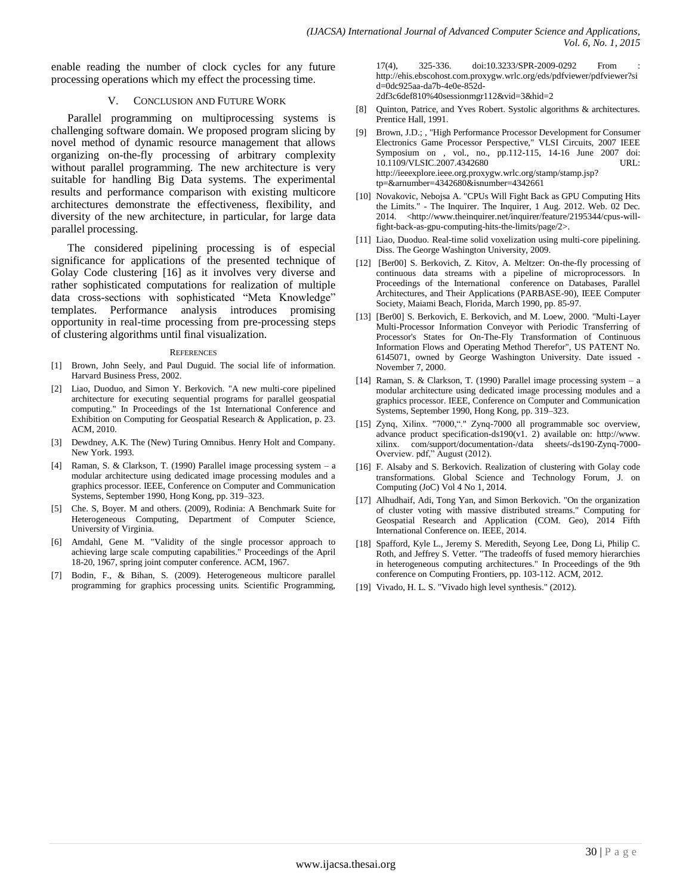enable reading the number of clock cycles for any future processing operations which my effect the processing time.

## V. Conclusion and Future Work

Parallel programming on multiprocessing systems is challenging software domain. We proposed program slicing by novel method of dynamic resource management that allows organizing on-the-fly processing of arbitrary complexity without parallel programming. The new architecture is very suitable for handling Big Data systems. The experimental results and performance comparison with existing multicore architectures demonstrate the effectiveness, flexibility, and diversity of the new architecture, in particular, for large data parallel processing.

The considered pipelining processing is of especial significance for applications of the presented technique of Golay Code clustering [16] as it involves very diverse and rather sophisticated computations for realization of multiple data cross-sections with sophisticated "Meta Knowledge" templates. Performance analysis introduces promising opportunity in real-time processing from pre-processing steps of clustering algorithms until final visualization.

## References

[1] Brown, John Seely, and Paul Duguid. The social life of information. Harvard Business Press, 2002.

[2] Liao, Duoduo, and Simon Y. Berkovich. "A new multi-core pipelined architecture for executing sequential programs for parallel geospatial computing." In Proceedings of the 1st International Conference and Exhibition on Computing for Geospatial Research & Application, p. 23. ACM, 2010.

[3] Dewdney, A.K. The (New) Turing Omnibus. Henry Holt and Company. New York. 1993.

[4] Raman, S. & Clarkson, T. (1990) Parallel image processing system – a modular architecture using dedicated image processing modules and a graphics processor. IEEE, Conference on Computer and Communication Systems, September 1990, Hong Kong, pp. 319–323.

[5] Che. S, Boyer. M and others. (2009), Rodinia: A Benchmark Suite for Heterogeneous Computing, Department of Computer Science, University of Virginia.

[6] Amdahl, Gene M. "Validity of the single processor approach to achieving large scale computing capabilities." Proceedings of the April 18-20, 1967, spring joint computer conference. ACM, 1967.

[7] Bodin, F., & Bihan, S. (2009). Heterogeneous multicore parallel programming for graphics processing units. Scientific Programming, 17(4), 325-336. doi:10.3233/SPR-2009-0292 From : http://ehis.ebscohost.com.proxygw.wrlc.org/eds/pdfviewer/pdfviewer?sid=0dc925aa-da7b-4e0e-852d-2df3c6def810%40sessionmgr112&vid=3&hid=2

[8] Quinton, Patrice, and Yves Robert. Systolic algorithms & architectures. Prentice Hall, 1991.

[9] Brown, J.D.; , "High Performance Processor Development for Consumer Electronics Game Processor Perspective," VLSI Circuits, 2007 IEEE Symposium on , vol., no., pp.112-115, 14-16 June 2007 doi: 10.1109/VLSIC.2007.4342680 URL: http://ieeexplore.ieee.org.proxygw.wrlc.org/stamp/stamp.jsp?tp=&arnumber=4342680&isnumber=4342661

[10] Novakovic, Nebojsa A. "CPUs Will Fight Back as GPU Computing Hits the Limits." - The Inquirer. The Inquirer, 1 Aug. 2012. Web. 02 Dec. 2014. <http://www.theinquirer.net/inquirer/feature/2195344/cpus-will-fight-back-as-gpu-computing-hits-the-limits/page/2>.

[11] Liao, Duoduo. Real-time solid voxelization using multi-core pipelining. Diss. The George Washington University, 2009.

[12] [Ber00] S. Berkovich, Z. Kitov, A. Meltzer: On-the-fly processing of continuous data streams with a pipeline of microprocessors. In Proceedings of the International conference on Databases, Parallel Architectures, and Their Applications (PARBASE-90), IEEE Computer Society, Maiami Beach, Florida, March 1990, pp. 85-97.

[13] [Ber00] S. Berkovich, E. Berkovich, and M. Loew, 2000. "Multi-Layer Multi-Processor Information Conveyor with Periodic Transferring of Processor's States for On-The-Fly Transformation of Continuous Information Flows and Operating Method Therefor", US PATENT No. 6145071, owned by George Washington University. Date issued - November 7, 2000.

[14] Raman, S. & Clarkson, T. (1990) Parallel image processing system – a modular architecture using dedicated image processing modules and a graphics processor. IEEE, Conference on Computer and Communication Systems, September 1990, Hong Kong, pp. 319–323.

[15] Zynq, Xilinx. "7000,"." Zynq-7000 all programmable soc overview, advance product specification-ds190(v1. 2) available on: http://www. xilinx. com/support/documentation-/data sheets/-ds190-Zynq-7000-Overview. pdf," August (2012).

[16] F. Alsaby and S. Berkovich. Realization of clustering with Golay code transformations. Global Science and Technology Forum, J. on Computing (JoC) Vol 4 No 1, 2014.

[17] Alhudhaif, Adi, Tong Yan, and Simon Berkovich. "On the organization of cluster voting with massive distributed streams." Computing for Geospatial Research and Application (COM. Geo), 2014 Fifth International Conference on. IEEE, 2014.

[18] Spafford, Kyle L., Jeremy S. Meredith, Seyong Lee, Dong Li, Philip C. Roth, and Jeffrey S. Vetter. "The tradeoffs of fused memory hierarchies in heterogeneous computing architectures." In Proceedings of the 9th conference on Computing Frontiers, pp. 103-112. ACM, 2012.

[19] Vivado, H. L. S. "Vivado high level synthesis." (2012).